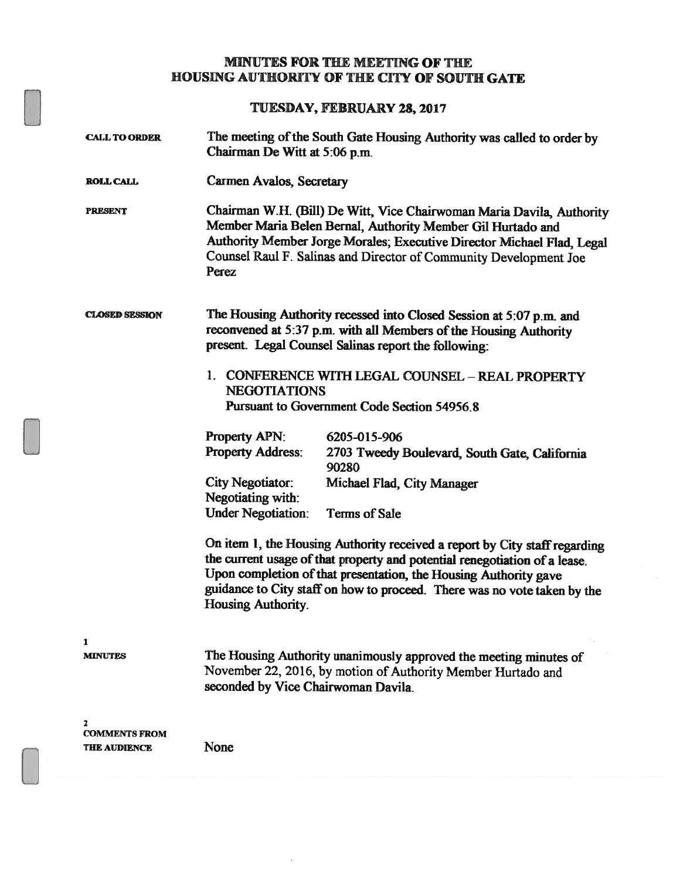# MINUTES FOR THE MEETING OF THE HOUSING AUTHORITY OF THE CITY OF SOUTH GATE

## TUESDAY, FEBRUARY 28, 2017

**CALL TO ORDER**

The meeting of the South Gate Housing Authority was called to order by Chairman De Witt at 5:06 p.m.

**ROLL CALL**

Carmen Avalos, Secretary

**PRESENT**

Chairman W.H. (Bill) De Witt, Vice Chairwoman Maria Davila, Authority Member Maria Belen Bernal, Authority Member Gil Hurtado and Authority Member Jorge Morales; Executive Director Michael Flad, Legal Counsel Raul F. Salinas and Director of Community Development Joe Perez

**CLOSED SESSION**

The Housing Authority recessed into Closed Session at 5:07 p.m. and reconvened at 5:37 p.m. with all Members of the Housing Authority present. Legal Counsel Salinas report the following:

1. CONFERENCE WITH LEGAL COUNSEL – REAL PROPERTY NEGOTIATIONS
   Pursuant to Government Code Section 54956.8

| | |
|---|---|
| Property APN: | 6205-015-906 |
| Property Address: | 2703 Tweedy Boulevard, South Gate, California 90280 |
| City Negotiator: | Michael Flad, City Manager |
| Negotiating with: | |
| Under Negotiation: | Terms of Sale |

On item 1, the Housing Authority received a report by City staff regarding the current usage of that property and potential renegotiation of a lease. Upon completion of that presentation, the Housing Authority gave guidance to City staff on how to proceed. There was no vote taken by the Housing Authority.

**1**
**MINUTES**

The Housing Authority unanimously approved the meeting minutes of November 22, 2016, by motion of Authority Member Hurtado and seconded by Vice Chairwoman Davila.

**2**
**COMMENTS FROM THE AUDIENCE**

None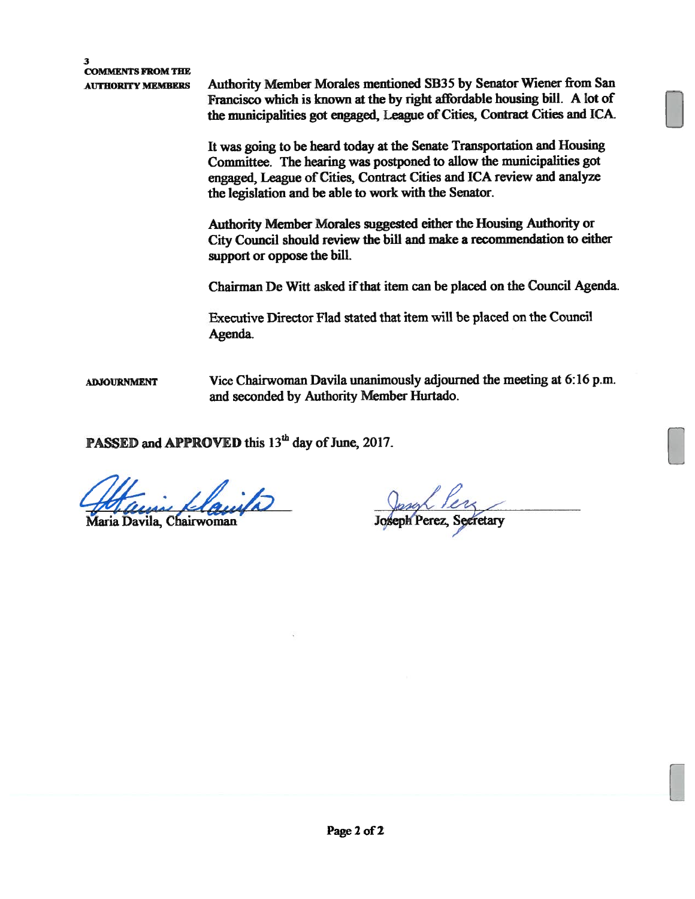**3**
**COMMENTS FROM THE AUTHORITY MEMBERS**

Authority Member Morales mentioned SB35 by Senator Wiener from San Francisco which is known at the by right affordable housing bill. A lot of the municipalities got engaged, League of Cities, Contract Cities and ICA.

It was going to be heard today at the Senate Transportation and Housing Committee. The hearing was postponed to allow the municipalities got engaged, League of Cities, Contract Cities and ICA review and analyze the legislation and be able to work with the Senator.

Authority Member Morales suggested either the Housing Authority or City Council should review the bill and make a recommendation to either support or oppose the bill.

Chairman De Witt asked if that item can be placed on the Council Agenda.

Executive Director Flad stated that item will be placed on the Council Agenda.

**ADJOURNMENT**

Vice Chairwoman Davila unanimously adjourned the meeting at 6:16 p.m. and seconded by Authority Member Hurtado.

**PASSED and APPROVED** this 13th day of June, 2017.

Maria Davila, Chairwoman

Joseph Perez, Secretary